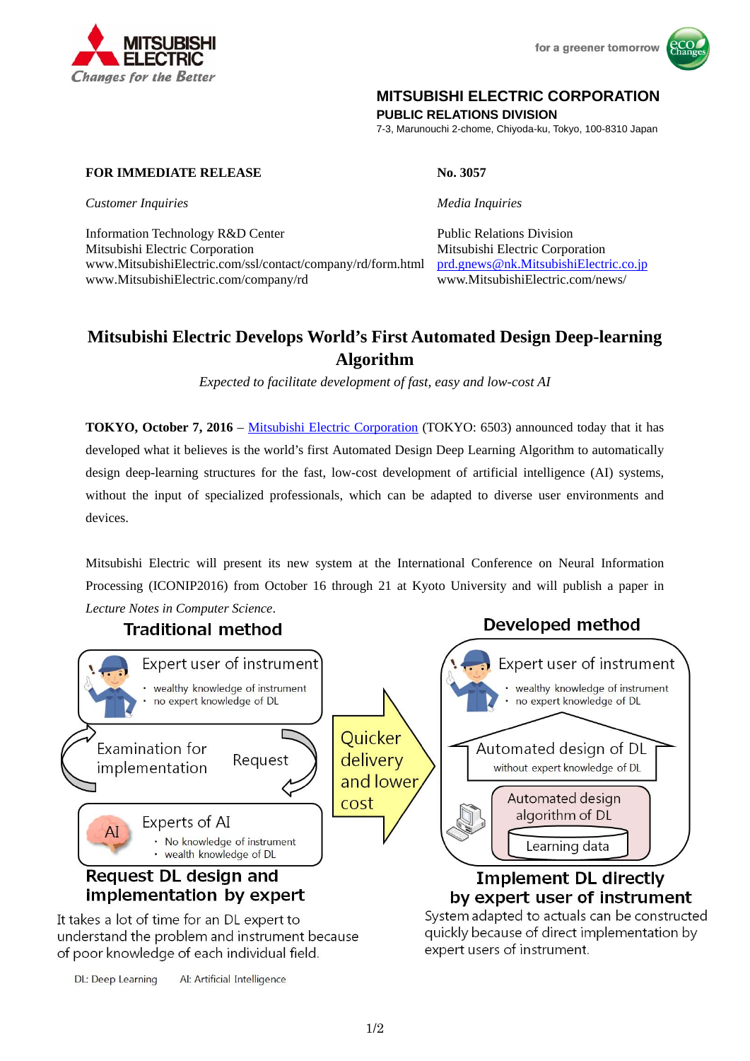**MITSUBISHI ELECTRIC CORPORATION**
**PUBLIC RELATIONS DIVISION**
7-3, Marunouchi 2-chome, Chiyoda-ku, Tokyo, 100-8310 Japan

**FOR IMMEDIATE RELEASE**

**No. 3057**

*Customer Inquiries*

Information Technology R&D Center
Mitsubishi Electric Corporation
www.MitsubishiElectric.com/ssl/contact/company/rd/form.html
www.MitsubishiElectric.com/company/rd

*Media Inquiries*

Public Relations Division
Mitsubishi Electric Corporation
prd.gnews@nk.MitsubishiElectric.co.jp
www.MitsubishiElectric.com/news/

# Mitsubishi Electric Develops World's First Automated Design Deep-learning Algorithm

*Expected to facilitate development of fast, easy and low-cost AI*

**TOKYO, October 7, 2016** – Mitsubishi Electric Corporation (TOKYO: 6503) announced today that it has developed what it believes is the world's first Automated Design Deep Learning Algorithm to automatically design deep-learning structures for the fast, low-cost development of artificial intelligence (AI) systems, without the input of specialized professionals, which can be adapted to diverse user environments and devices.

Mitsubishi Electric will present its new system at the International Conference on Neural Information Processing (ICONIP2016) from October 16 through 21 at Kyoto University and will publish a paper in *Lecture Notes in Computer Science*.

**Traditional method**

Expert user of instrument
- wealthy knowledge of instrument
- no expert knowledge of DL

Examination for implementation

Request

Experts of AI
- No knowledge of instrument
- wealth knowledge of DL

**Request DL design and implementation by expert**

It takes a lot of time for an DL expert to understand the problem and instrument because of poor knowledge of each individual field.

Quicker delivery and lower cost

**Developed method**

Expert user of instrument
- wealthy knowledge of instrument
- no expert knowledge of DL

Automated design of DL
without expert knowledge of DL

Automated design algorithm of DL

Learning data

**Implement DL directly by expert user of instrument**

System adapted to actuals can be constructed quickly because of direct implementation by expert users of instrument.

DL: Deep Learning AI: Artificial Intelligence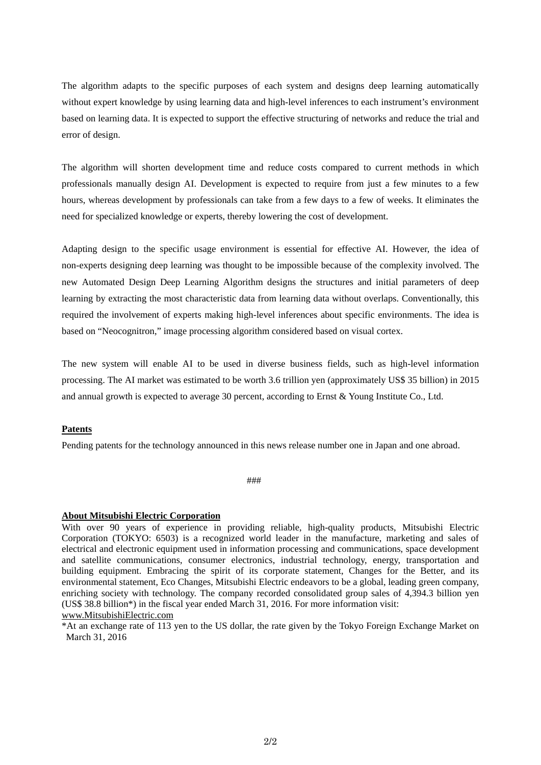The algorithm adapts to the specific purposes of each system and designs deep learning automatically without expert knowledge by using learning data and high-level inferences to each instrument's environment based on learning data. It is expected to support the effective structuring of networks and reduce the trial and error of design.

The algorithm will shorten development time and reduce costs compared to current methods in which professionals manually design AI. Development is expected to require from just a few minutes to a few hours, whereas development by professionals can take from a few days to a few of weeks. It eliminates the need for specialized knowledge or experts, thereby lowering the cost of development.

Adapting design to the specific usage environment is essential for effective AI. However, the idea of non-experts designing deep learning was thought to be impossible because of the complexity involved. The new Automated Design Deep Learning Algorithm designs the structures and initial parameters of deep learning by extracting the most characteristic data from learning data without overlaps. Conventionally, this required the involvement of experts making high-level inferences about specific environments. The idea is based on "Neocognitron," image processing algorithm considered based on visual cortex.

The new system will enable AI to be used in diverse business fields, such as high-level information processing. The AI market was estimated to be worth 3.6 trillion yen (approximately US$ 35 billion) in 2015 and annual growth is expected to average 30 percent, according to Ernst & Young Institute Co., Ltd.

**Patents**

Pending patents for the technology announced in this news release number one in Japan and one abroad.

###

**About Mitsubishi Electric Corporation**

With over 90 years of experience in providing reliable, high-quality products, Mitsubishi Electric Corporation (TOKYO: 6503) is a recognized world leader in the manufacture, marketing and sales of electrical and electronic equipment used in information processing and communications, space development and satellite communications, consumer electronics, industrial technology, energy, transportation and building equipment. Embracing the spirit of its corporate statement, Changes for the Better, and its environmental statement, Eco Changes, Mitsubishi Electric endeavors to be a global, leading green company, enriching society with technology. The company recorded consolidated group sales of 4,394.3 billion yen (US$ 38.8 billion*) in the fiscal year ended March 31, 2016. For more information visit: www.MitsubishiElectric.com

*At an exchange rate of 113 yen to the US dollar, the rate given by the Tokyo Foreign Exchange Market on March 31, 2016